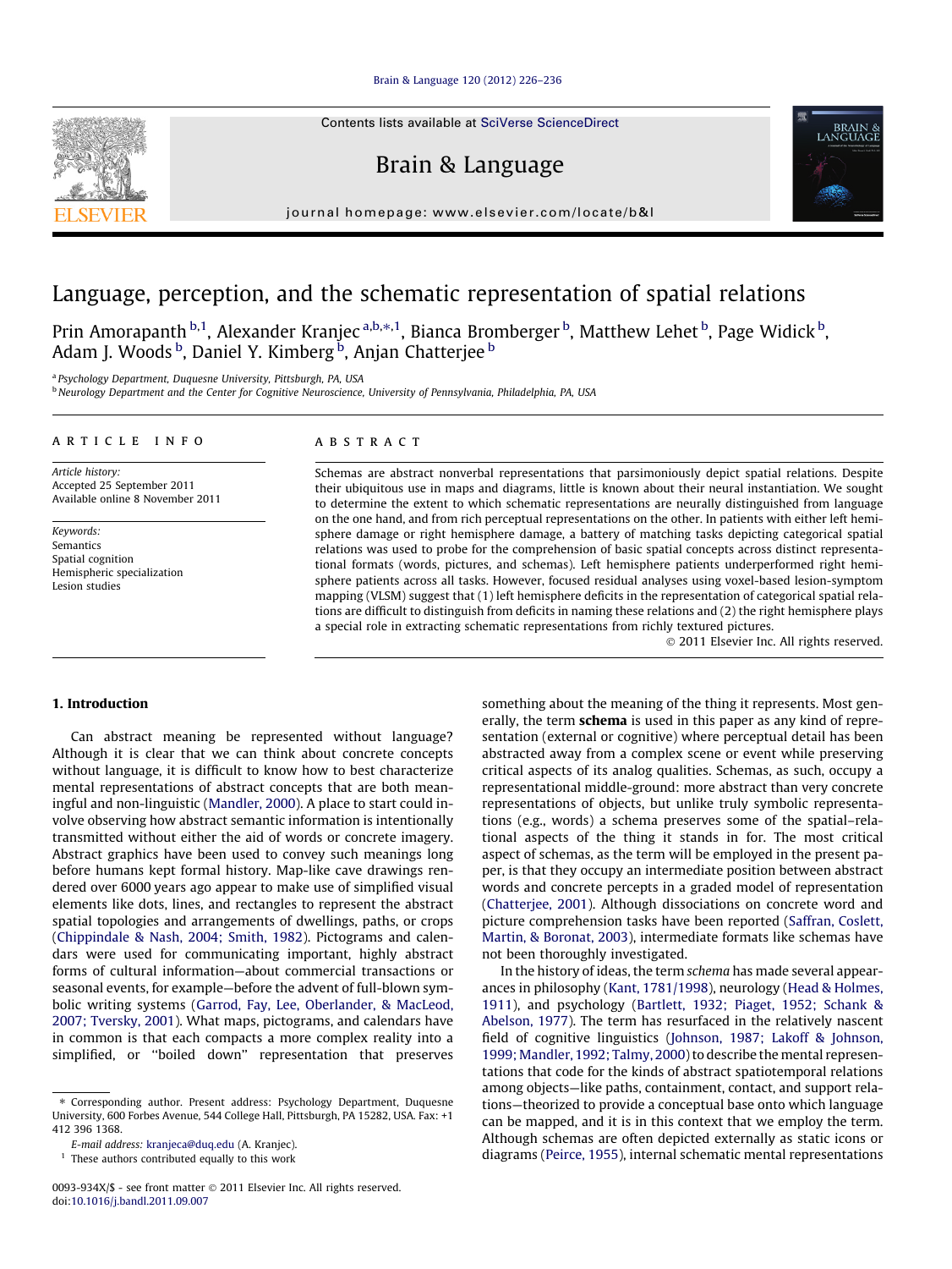# Language, perception, and the schematic representation of spatial relations

Prin Amorapanth [b,1], Alexander Kranjec [a,b,*,1], Bianca Bromberger [b], Matthew Lehet [b], Page Widick [b], Adam J. Woods [b], Daniel Y. Kimberg [b], Anjan Chatterjee [b]

[a] Psychology Department, Duquesne University, Pittsburgh, PA, USA
[b] Neurology Department and the Center for Cognitive Neuroscience, University of Pennsylvania, Philadelphia, PA, USA

**ARTICLE INFO**

*Article history:*
Accepted 25 September 2011
Available online 8 November 2011

*Keywords:*
Semantics
Spatial cognition
Hemispheric specialization
Lesion studies

**ABSTRACT**

Schemas are abstract nonverbal representations that parsimoniously depict spatial relations. Despite their ubiquitous use in maps and diagrams, little is known about their neural instantiation. We sought to determine the extent to which schematic representations are neurally distinguished from language on the one hand, and from rich perceptual representations on the other. In patients with either left hemisphere damage or right hemisphere damage, a battery of matching tasks depicting categorical spatial relations was used to probe for the comprehension of basic spatial concepts across distinct representational formats (words, pictures, and schemas). Left hemisphere patients underperformed right hemisphere patients across all tasks. However, focused residual analyses using voxel-based lesion-symptom mapping (VLSM) suggest that (1) left hemisphere deficits in the representation of categorical spatial relations are difficult to distinguish from deficits in naming these relations and (2) the right hemisphere plays a special role in extracting schematic representations from richly textured pictures.

© 2011 Elsevier Inc. All rights reserved.

## 1. Introduction

Can abstract meaning be represented without language? Although it is clear that we can think about concrete concepts without language, it is difficult to know how to best characterize mental representations of abstract concepts that are both meaningful and non-linguistic (Mandler, 2000). A place to start could involve observing how abstract semantic information is intentionally transmitted without either the aid of words or concrete imagery. Abstract graphics have been used to convey such meanings long before humans kept formal history. Map-like cave drawings rendered over 6000 years ago appear to make use of simplified visual elements like dots, lines, and rectangles to represent the abstract spatial topologies and arrangements of dwellings, paths, or crops (Chippindale & Nash, 2004; Smith, 1982). Pictograms and calendars were used for communicating important, highly abstract forms of cultural information—about commercial transactions or seasonal events, for example—before the advent of full-blown symbolic writing systems (Garrod, Fay, Lee, Oberlander, & MacLeod, 2007; Tversky, 2001). What maps, pictograms, and calendars have in common is that each compacts a more complex reality into a simplified, or "boiled down" representation that preserves something about the meaning of the thing it represents. Most generally, the term **schema** is used in this paper as any kind of representation (external or cognitive) where perceptual detail has been abstracted away from a complex scene or event while preserving critical aspects of its analog qualities. Schemas, as such, occupy a representational middle-ground: more abstract than very concrete representations of objects, but unlike truly symbolic representations (e.g., words) a schema preserves some of the spatial–relational aspects of the thing it stands in for. The most critical aspect of schemas, as the term will be employed in the present paper, is that they occupy an intermediate position between abstract words and concrete percepts in a graded model of representation (Chatterjee, 2001). Although dissociations on concrete word and picture comprehension tasks have been reported (Saffran, Coslett, Martin, & Boronat, 2003), intermediate formats like schemas have not been thoroughly investigated.

In the history of ideas, the term *schema* has made several appearances in philosophy (Kant, 1781/1998), neurology (Head & Holmes, 1911), and psychology (Bartlett, 1932; Piaget, 1952; Schank & Abelson, 1977). The term has resurfaced in the relatively nascent field of cognitive linguistics (Johnson, 1987; Lakoff & Johnson, 1999; Mandler, 1992; Talmy, 2000) to describe the mental representations that code for the kinds of abstract spatiotemporal relations among objects—like paths, containment, contact, and support relations—theorized to provide a conceptual base onto which language can be mapped, and it is in this context that we employ the term. Although schemas are often depicted externally as static icons or diagrams (Peirce, 1955), internal schematic mental representations

* Corresponding author. Present address: Psychology Department, Duquesne University, 600 Forbes Avenue, 544 College Hall, Pittsburgh, PA 15282, USA. Fax: +1 412 396 1368.

*E-mail address:* kranjeca@duq.edu (A. Kranjec).

[1] These authors contributed equally to this work

0093-934X/$ - see front matter © 2011 Elsevier Inc. All rights reserved.
doi:10.1016/j.bandl.2011.09.007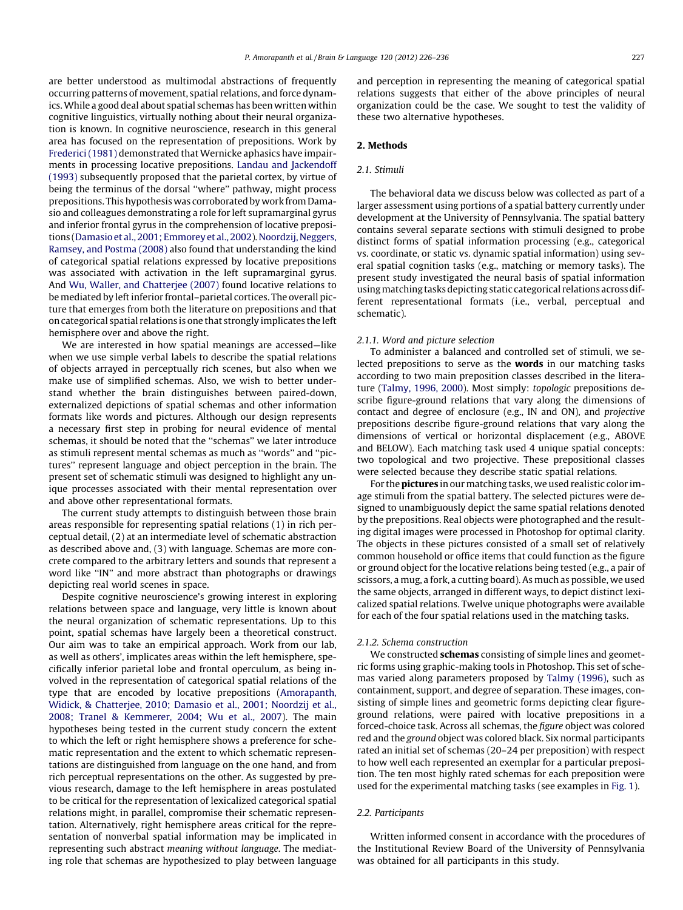are better understood as multimodal abstractions of frequently occurring patterns of movement, spatial relations, and force dynamics. While a good deal about spatial schemas has been written within cognitive linguistics, virtually nothing about their neural organization is known. In cognitive neuroscience, research in this general area has focused on the representation of prepositions. Work by Frederici (1981) demonstrated that Wernicke aphasics have impairments in processing locative prepositions. Landau and Jackendoff (1993) subsequently proposed that the parietal cortex, by virtue of being the terminus of the dorsal ''where'' pathway, might process prepositions. This hypothesis was corroborated by work from Damasio and colleagues demonstrating a role for left supramarginal gyrus and inferior frontal gyrus in the comprehension of locative prepositions (Damasio et al., 2001; Emmorey et al., 2002). Noordzij, Neggers, Ramsey, and Postma (2008) also found that understanding the kind of categorical spatial relations expressed by locative prepositions was associated with activation in the left supramarginal gyrus. And Wu, Waller, and Chatterjee (2007) found locative relations to be mediated by left inferior frontal–parietal cortices. The overall picture that emerges from both the literature on prepositions and that on categorical spatial relations is one that strongly implicates the left hemisphere over and above the right.

We are interested in how spatial meanings are accessed—like when we use simple verbal labels to describe the spatial relations of objects arrayed in perceptually rich scenes, but also when we make use of simplified schemas. Also, we wish to better understand whether the brain distinguishes between paired-down, externalized depictions of spatial schemas and other information formats like words and pictures. Although our design represents a necessary first step in probing for neural evidence of mental schemas, it should be noted that the ''schemas'' we later introduce as stimuli represent mental schemas as much as ''words'' and ''pictures'' represent language and object perception in the brain. The present set of schematic stimuli was designed to highlight any unique processes associated with their mental representation over and above other representational formats.

The current study attempts to distinguish between those brain areas responsible for representing spatial relations (1) in rich perceptual detail, (2) at an intermediate level of schematic abstraction as described above and, (3) with language. Schemas are more concrete compared to the arbitrary letters and sounds that represent a word like ''IN'' and more abstract than photographs or drawings depicting real world scenes in space.

Despite cognitive neuroscience's growing interest in exploring relations between space and language, very little is known about the neural organization of schematic representations. Up to this point, spatial schemas have largely been a theoretical construct. Our aim was to take an empirical approach. Work from our lab, as well as others', implicates areas within the left hemisphere, specifically inferior parietal lobe and frontal operculum, as being involved in the representation of categorical spatial relations of the type that are encoded by locative prepositions (Amorapanth, Widick, & Chatterjee, 2010; Damasio et al., 2001; Noordzij et al., 2008; Tranel & Kemmerer, 2004; Wu et al., 2007). The main hypotheses being tested in the current study concern the extent to which the left or right hemisphere shows a preference for schematic representation and the extent to which schematic representations are distinguished from language on the one hand, and from rich perceptual representations on the other. As suggested by previous research, damage to the left hemisphere in areas postulated to be critical for the representation of lexicalized categorical spatial relations might, in parallel, compromise their schematic representation. Alternatively, right hemisphere areas critical for the representation of nonverbal spatial information may be implicated in representing such abstract *meaning without language*. The mediating role that schemas are hypothesized to play between language and perception in representing the meaning of categorical spatial relations suggests that either of the above principles of neural organization could be the case. We sought to test the validity of these two alternative hypotheses.

## 2. Methods

### 2.1. Stimuli

The behavioral data we discuss below was collected as part of a larger assessment using portions of a spatial battery currently under development at the University of Pennsylvania. The spatial battery contains several separate sections with stimuli designed to probe distinct forms of spatial information processing (e.g., categorical vs. coordinate, or static vs. dynamic spatial information) using several spatial cognition tasks (e.g., matching or memory tasks). The present study investigated the neural basis of spatial information using matching tasks depicting static categorical relations across different representational formats (i.e., verbal, perceptual and schematic).

#### 2.1.1. Word and picture selection

To administer a balanced and controlled set of stimuli, we selected prepositions to serve as the **words** in our matching tasks according to two main preposition classes described in the literature (Talmy, 1996, 2000). Most simply: *topologic* prepositions describe figure-ground relations that vary along the dimensions of contact and degree of enclosure (e.g., IN and ON), and *projective* prepositions describe figure-ground relations that vary along the dimensions of vertical or horizontal displacement (e.g., ABOVE and BELOW). Each matching task used 4 unique spatial concepts: two topological and two projective. These prepositional classes were selected because they describe static spatial relations.

For the **pictures** in our matching tasks, we used realistic color image stimuli from the spatial battery. The selected pictures were designed to unambiguously depict the same spatial relations denoted by the prepositions. Real objects were photographed and the resulting digital images were processed in Photoshop for optimal clarity. The objects in these pictures consisted of a small set of relatively common household or office items that could function as the figure or ground object for the locative relations being tested (e.g., a pair of scissors, a mug, a fork, a cutting board). As much as possible, we used the same objects, arranged in different ways, to depict distinct lexicalized spatial relations. Twelve unique photographs were available for each of the four spatial relations used in the matching tasks.

#### 2.1.2. Schema construction

We constructed **schemas** consisting of simple lines and geometric forms using graphic-making tools in Photoshop. This set of schemas varied along parameters proposed by Talmy (1996), such as containment, support, and degree of separation. These images, consisting of simple lines and geometric forms depicting clear figure-ground relations, were paired with locative prepositions in a forced-choice task. Across all schemas, the *figure* object was colored red and the *ground* object was colored black. Six normal participants rated an initial set of schemas (20–24 per preposition) with respect to how well each represented an exemplar for a particular preposition. The ten most highly rated schemas for each preposition were used for the experimental matching tasks (see examples in Fig. 1).

### 2.2. Participants

Written informed consent in accordance with the procedures of the Institutional Review Board of the University of Pennsylvania was obtained for all participants in this study.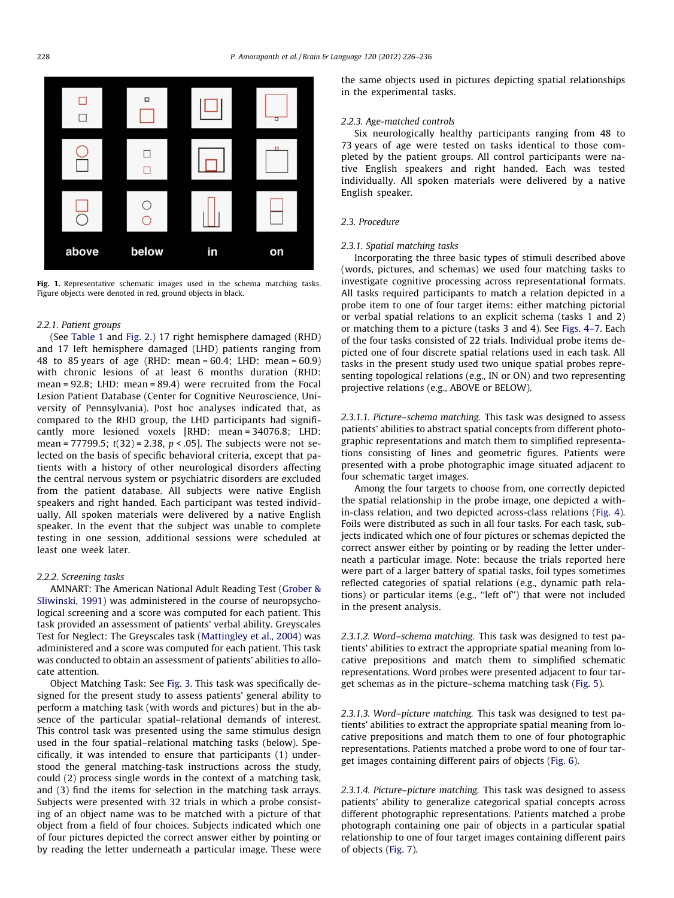Fig. 1. Representative schematic images used in the schema matching tasks. Figure objects were denoted in red, ground objects in black.

#### 2.2.1. Patient groups

(See Table 1 and Fig. 2.) 17 right hemisphere damaged (RHD) and 17 left hemisphere damaged (LHD) patients ranging from 48 to 85 years of age (RHD: mean = 60.4; LHD: mean = 60.9) with chronic lesions of at least 6 months duration (RHD: mean = 92.8; LHD: mean = 89.4) were recruited from the Focal Lesion Patient Database (Center for Cognitive Neuroscience, University of Pennsylvania). Post hoc analyses indicated that, as compared to the RHD group, the LHD participants had significantly more lesioned voxels [RHD: mean = 34076.8; LHD: mean = 77799.5; $t(32) = 2.38$, $p < .05$]. The subjects were not selected on the basis of specific behavioral criteria, except that patients with a history of other neurological disorders affecting the central nervous system or psychiatric disorders are excluded from the patient database. All subjects were native English speakers and right handed. Each participant was tested individually. All spoken materials were delivered by a native English speaker. In the event that the subject was unable to complete testing in one session, additional sessions were scheduled at least one week later.

#### 2.2.2. Screening tasks

AMNART: The American National Adult Reading Test (Grober & Sliwinski, 1991) was administered in the course of neuropsychological screening and a score was computed for each patient. This task provided an assessment of patients' verbal ability. Greyscales Test for Neglect: The Greyscales task (Mattingley et al., 2004) was administered and a score was computed for each patient. This task was conducted to obtain an assessment of patients' abilities to allocate attention.

Object Matching Task: See Fig. 3. This task was specifically designed for the present study to assess patients' general ability to perform a matching task (with words and pictures) but in the absence of the particular spatial–relational demands of interest. This control task was presented using the same stimulus design used in the four spatial–relational matching tasks (below). Specifically, it was intended to ensure that participants (1) understood the general matching-task instructions across the study, could (2) process single words in the context of a matching task, and (3) find the items for selection in the matching task arrays. Subjects were presented with 32 trials in which a probe consisting of an object name was to be matched with a picture of that object from a field of four choices. Subjects indicated which one of four pictures depicted the correct answer either by pointing or by reading the letter underneath a particular image. These were the same objects used in pictures depicting spatial relationships in the experimental tasks.

#### 2.2.3. Age-matched controls

Six neurologically healthy participants ranging from 48 to 73 years of age were tested on tasks identical to those completed by the patient groups. All control participants were native English speakers and right handed. Each was tested individually. All spoken materials were delivered by a native English speaker.

### 2.3. Procedure

#### 2.3.1. Spatial matching tasks

Incorporating the three basic types of stimuli described above (words, pictures, and schemas) we used four matching tasks to investigate cognitive processing across representational formats. All tasks required participants to match a relation depicted in a probe item to one of four target items: either matching pictorial or verbal spatial relations to an explicit schema (tasks 1 and 2) or matching them to a picture (tasks 3 and 4). See Figs. 4–7. Each of the four tasks consisted of 22 trials. Individual probe items depicted one of four discrete spatial relations used in each task. All tasks in the present study used two unique spatial probes representing topological relations (e.g., IN or ON) and two representing projective relations (e.g., ABOVE or BELOW).

*2.3.1.1. Picture–schema matching.* This task was designed to assess patients' abilities to abstract spatial concepts from different photographic representations and match them to simplified representations consisting of lines and geometric figures. Patients were presented with a probe photographic image situated adjacent to four schematic target images.

Among the four targets to choose from, one correctly depicted the spatial relationship in the probe image, one depicted a within-class relation, and two depicted across-class relations (Fig. 4). Foils were distributed as such in all four tasks. For each task, subjects indicated which one of four pictures or schemas depicted the correct answer either by pointing or by reading the letter underneath a particular image. Note: because the trials reported here were part of a larger battery of spatial tasks, foil types sometimes reflected categories of spatial relations (e.g., dynamic path relations) or particular items (e.g., "left of") that were not included in the present analysis.

*2.3.1.2. Word–schema matching.* This task was designed to test patients' abilities to extract the appropriate spatial meaning from locative prepositions and match them to simplified schematic representations. Word probes were presented adjacent to four target schemas as in the picture–schema matching task (Fig. 5).

*2.3.1.3. Word–picture matching.* This task was designed to test patients' abilities to extract the appropriate spatial meaning from locative prepositions and match them to one of four photographic representations. Patients matched a probe word to one of four target images containing different pairs of objects (Fig. 6).

*2.3.1.4. Picture–picture matching.* This task was designed to assess patients' ability to generalize categorical spatial concepts across different photographic representations. Patients matched a probe photograph containing one pair of objects in a particular spatial relationship to one of four target images containing different pairs of objects (Fig. 7).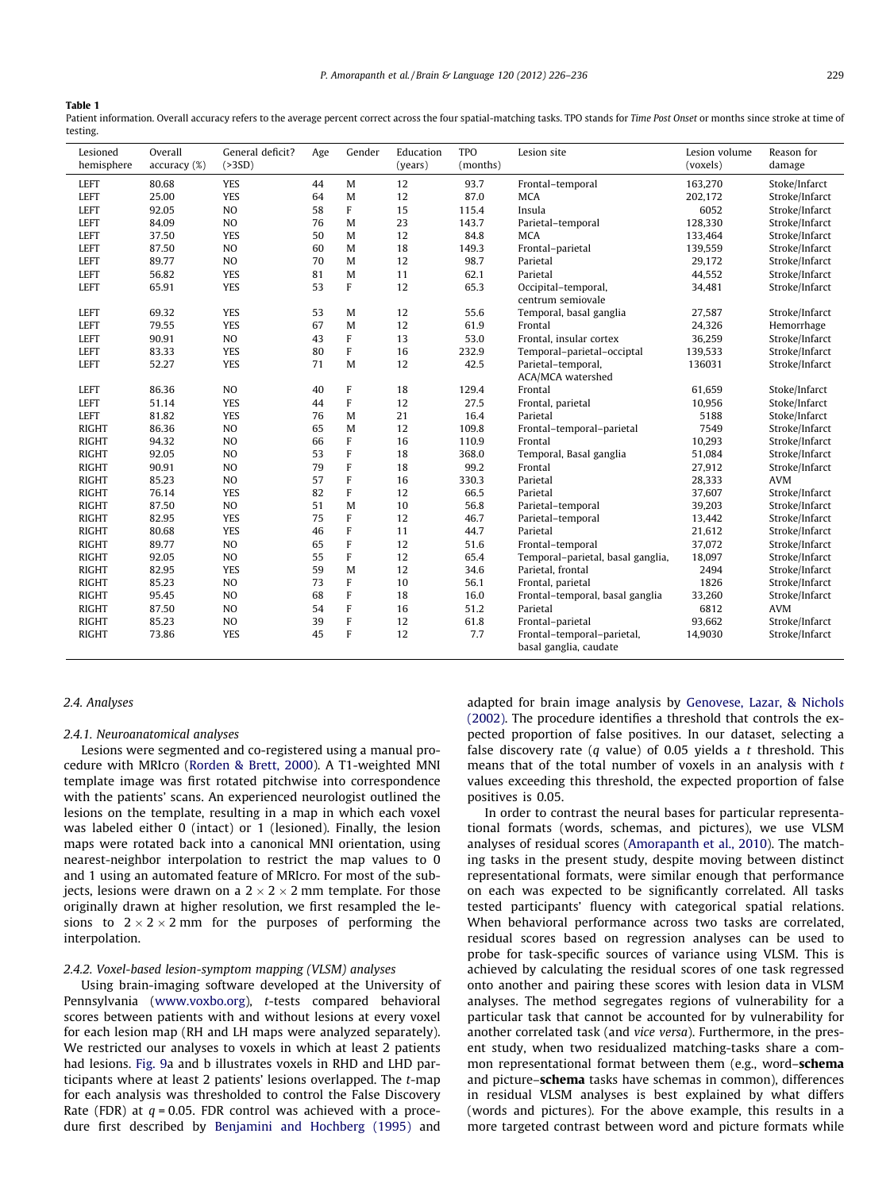**Table 1**
Patient information. Overall accuracy refers to the average percent correct across the four spatial-matching tasks. TPO stands for *Time Post Onset* or months since stroke at time of testing.

| Lesioned hemisphere | Overall accuracy (%) | General deficit? (>3SD) | Age | Gender | Education (years) | TPO (months) | Lesion site | Lesion volume (voxels) | Reason for damage |
|---|---|---|---|---|---|---|---|---|---|
| LEFT | 80.68 | YES | 44 | M | 12 | 93.7 | Frontal–temporal | 163,270 | Stoke/Infarct |
| LEFT | 25.00 | YES | 64 | M | 12 | 87.0 | MCA | 202,172 | Stroke/Infarct |
| LEFT | 92.05 | NO | 58 | F | 15 | 115.4 | Insula | 6052 | Stroke/Infarct |
| LEFT | 84.09 | NO | 76 | M | 23 | 143.7 | Parietal–temporal | 128,330 | Stroke/Infarct |
| LEFT | 37.50 | YES | 50 | M | 12 | 84.8 | MCA | 133,464 | Stroke/Infarct |
| LEFT | 87.50 | NO | 60 | M | 18 | 149.3 | Frontal–parietal | 139,559 | Stroke/Infarct |
| LEFT | 89.77 | NO | 70 | M | 12 | 98.7 | Parietal | 29,172 | Stroke/Infarct |
| LEFT | 56.82 | YES | 81 | M | 11 | 62.1 | Parietal | 44,552 | Stroke/Infarct |
| LEFT | 65.91 | YES | 53 | F | 12 | 65.3 | Occipital–temporal, centrum semiovale | 34,481 | Stroke/Infarct |
| LEFT | 69.32 | YES | 53 | M | 12 | 55.6 | Temporal, basal ganglia | 27,587 | Stroke/Infarct |
| LEFT | 79.55 | YES | 67 | M | 12 | 61.9 | Frontal | 24,326 | Hemorrhage |
| LEFT | 90.91 | NO | 43 | F | 13 | 53.0 | Frontal, insular cortex | 36,259 | Stroke/Infarct |
| LEFT | 83.33 | YES | 80 | F | 16 | 232.9 | Temporal–parietal–occipital | 139,533 | Stroke/Infarct |
| LEFT | 52.27 | YES | 71 | M | 12 | 42.5 | Parietal–temporal, ACA/MCA watershed | 136031 | Stroke/Infarct |
| LEFT | 86.36 | NO | 40 | F | 18 | 129.4 | Frontal | 61,659 | Stoke/Infarct |
| LEFT | 51.14 | YES | 44 | F | 12 | 27.5 | Frontal, parietal | 10,956 | Stoke/Infarct |
| LEFT | 81.82 | YES | 76 | M | 21 | 16.4 | Parietal | 5188 | Stoke/Infarct |
| RIGHT | 86.36 | NO | 65 | M | 12 | 109.8 | Frontal–temporal–parietal | 7549 | Stroke/Infarct |
| RIGHT | 94.32 | NO | 66 | F | 16 | 110.9 | Frontal | 10,293 | Stroke/Infarct |
| RIGHT | 92.05 | NO | 53 | F | 18 | 368.0 | Temporal, Basal ganglia | 51,084 | Stroke/Infarct |
| RIGHT | 90.91 | NO | 79 | F | 18 | 99.2 | Frontal | 27,912 | Stroke/Infarct |
| RIGHT | 85.23 | NO | 57 | F | 16 | 330.3 | Parietal | 28,333 | AVM |
| RIGHT | 76.14 | YES | 82 | F | 12 | 66.5 | Parietal | 37,607 | Stroke/Infarct |
| RIGHT | 87.50 | NO | 51 | M | 10 | 56.8 | Parietal–temporal | 39,203 | Stroke/Infarct |
| RIGHT | 82.95 | YES | 75 | F | 12 | 46.7 | Parietal–temporal | 13,442 | Stroke/Infarct |
| RIGHT | 80.68 | YES | 46 | F | 11 | 44.7 | Parietal | 21,612 | Stroke/Infarct |
| RIGHT | 89.77 | NO | 65 | F | 12 | 51.6 | Frontal–temporal | 37,072 | Stroke/Infarct |
| RIGHT | 92.05 | NO | 55 | F | 12 | 65.4 | Temporal–parietal, basal ganglia, | 18,097 | Stroke/Infarct |
| RIGHT | 82.95 | YES | 59 | M | 12 | 34.6 | Parietal, frontal | 2494 | Stroke/Infarct |
| RIGHT | 85.23 | NO | 73 | F | 10 | 56.1 | Frontal, parietal | 1826 | Stroke/Infarct |
| RIGHT | 95.45 | NO | 68 | F | 18 | 16.0 | Frontal–temporal, basal ganglia | 33,260 | Stroke/Infarct |
| RIGHT | 87.50 | NO | 54 | F | 16 | 51.2 | Parietal | 6812 | AVM |
| RIGHT | 85.23 | NO | 39 | F | 12 | 61.8 | Frontal–parietal | 93,662 | Stroke/Infarct |
| RIGHT | 73.86 | YES | 45 | F | 12 | 7.7 | Frontal–temporal–parietal, basal ganglia, caudate | 14,9030 | Stroke/Infarct |

### 2.4. Analyses

#### 2.4.1. Neuroanatomical analyses

Lesions were segmented and co-registered using a manual procedure with MRIcro (Rorden & Brett, 2000). A T1-weighted MNI template image was first rotated pitchwise into correspondence with the patients' scans. An experienced neurologist outlined the lesions on the template, resulting in a map in which each voxel was labeled either 0 (intact) or 1 (lesioned). Finally, the lesion maps were rotated back into a canonical MNI orientation, using nearest-neighbor interpolation to restrict the map values to 0 and 1 using an automated feature of MRIcro. For most of the subjects, lesions were drawn on a $2 \times 2 \times 2$ mm template. For those originally drawn at higher resolution, we first resampled the lesions to $2 \times 2 \times 2$ mm for the purposes of performing the interpolation.

#### 2.4.2. Voxel-based lesion-symptom mapping (VLSM) analyses

Using brain-imaging software developed at the University of Pennsylvania (www.voxbo.org), *t*-tests compared behavioral scores between patients with and without lesions at every voxel for each lesion map (RH and LH maps were analyzed separately). We restricted our analyses to voxels in which at least 2 patients had lesions. Fig. 9a and b illustrates voxels in RHD and LHD participants where at least 2 patients' lesions overlapped. The *t*-map for each analysis was thresholded to control the False Discovery Rate (FDR) at $q = 0.05$. FDR control was achieved with a procedure first described by Benjamini and Hochberg (1995) and adapted for brain image analysis by Genovese, Lazar, & Nichols (2002). The procedure identifies a threshold that controls the expected proportion of false positives. In our dataset, selecting a false discovery rate ($q$ value) of 0.05 yields a $t$ threshold. This means that of the total number of voxels in an analysis with $t$ values exceeding this threshold, the expected proportion of false positives is 0.05.

In order to contrast the neural bases for particular representational formats (words, schemas, and pictures), we use VLSM analyses of residual scores (Amorapanth et al., 2010). The matching tasks in the present study, despite moving between distinct representational formats, were similar enough that performance on each was expected to be significantly correlated. All tasks tested participants' fluency with categorical spatial relations. When behavioral performance across two tasks are correlated, residual scores based on regression analyses can be used to probe for task-specific sources of variance using VLSM. This is achieved by calculating the residual scores of one task regressed onto another and pairing these scores with lesion data in VLSM analyses. The method segregates regions of vulnerability for a particular task that cannot be accounted for by vulnerability for another correlated task (and *vice versa*). Furthermore, in the present study, when two residualized matching-tasks share a common representational format between them (e.g., word–**schema** and picture–**schema** tasks have schemas in common), differences in residual VLSM analyses is best explained by what differs (words and pictures). For the above example, this results in a more targeted contrast between word and picture formats while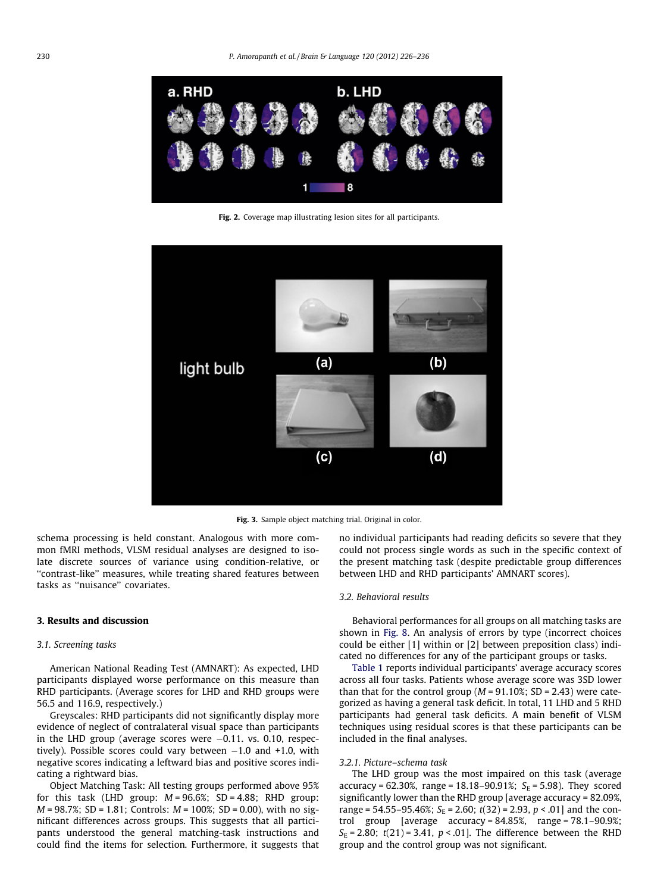Fig. 2. Coverage map illustrating lesion sites for all participants.

Fig. 3. Sample object matching trial. Original in color.

schema processing is held constant. Analogous with more common fMRI methods, VLSM residual analyses are designed to isolate discrete sources of variance using condition-relative, or "contrast-like" measures, while treating shared features between tasks as "nuisance" covariates.

## 3. Results and discussion

### 3.1. Screening tasks

American National Reading Test (AMNART): As expected, LHD participants displayed worse performance on this measure than RHD participants. (Average scores for LHD and RHD groups were 56.5 and 116.9, respectively.)

Greyscales: RHD participants did not significantly display more evidence of neglect of contralateral visual space than participants in the LHD group (average scores were −0.11. vs. 0.10, respectively). Possible scores could vary between −1.0 and +1.0, with negative scores indicating a leftward bias and positive scores indicating a rightward bias.

Object Matching Task: All testing groups performed above 95% for this task (LHD group: $M = 96.6\%$; SD = 4.88; RHD group: $M = 98.7\%$; SD = 1.81; Controls: $M = 100\%$; SD = 0.00), with no significant differences across groups. This suggests that all participants understood the general matching-task instructions and could find the items for selection. Furthermore, it suggests that no individual participants had reading deficits so severe that they could not process single words as such in the specific context of the present matching task (despite predictable group differences between LHD and RHD participants' AMNART scores).

### 3.2. Behavioral results

Behavioral performances for all groups on all matching tasks are shown in Fig. 8. An analysis of errors by type (incorrect choices could be either [1] within or [2] between preposition class) indicated no differences for any of the participant groups or tasks.

Table 1 reports individual participants' average accuracy scores across all four tasks. Patients whose average score was 3SD lower than that for the control group ($M = 91.10\%$; SD = 2.43) were categorized as having a general task deficit. In total, 11 LHD and 5 RHD participants had general task deficits. A main benefit of VLSM techniques using residual scores is that these participants can be included in the final analyses.

#### 3.2.1. Picture–schema task

The LHD group was the most impaired on this task (average accuracy = 62.30%, range = 18.18–90.91%; $S_E = 5.98$). They scored significantly lower than the RHD group [average accuracy = 82.09%, range = 54.55–95.46%; $S_E = 2.60$; $t(32) = 2.93$, $p < .01$] and the control group [average accuracy = 84.85%, range = 78.1–90.9%; $S_E = 2.80$; $t(21) = 3.41$, $p < .01$]. The difference between the RHD group and the control group was not significant.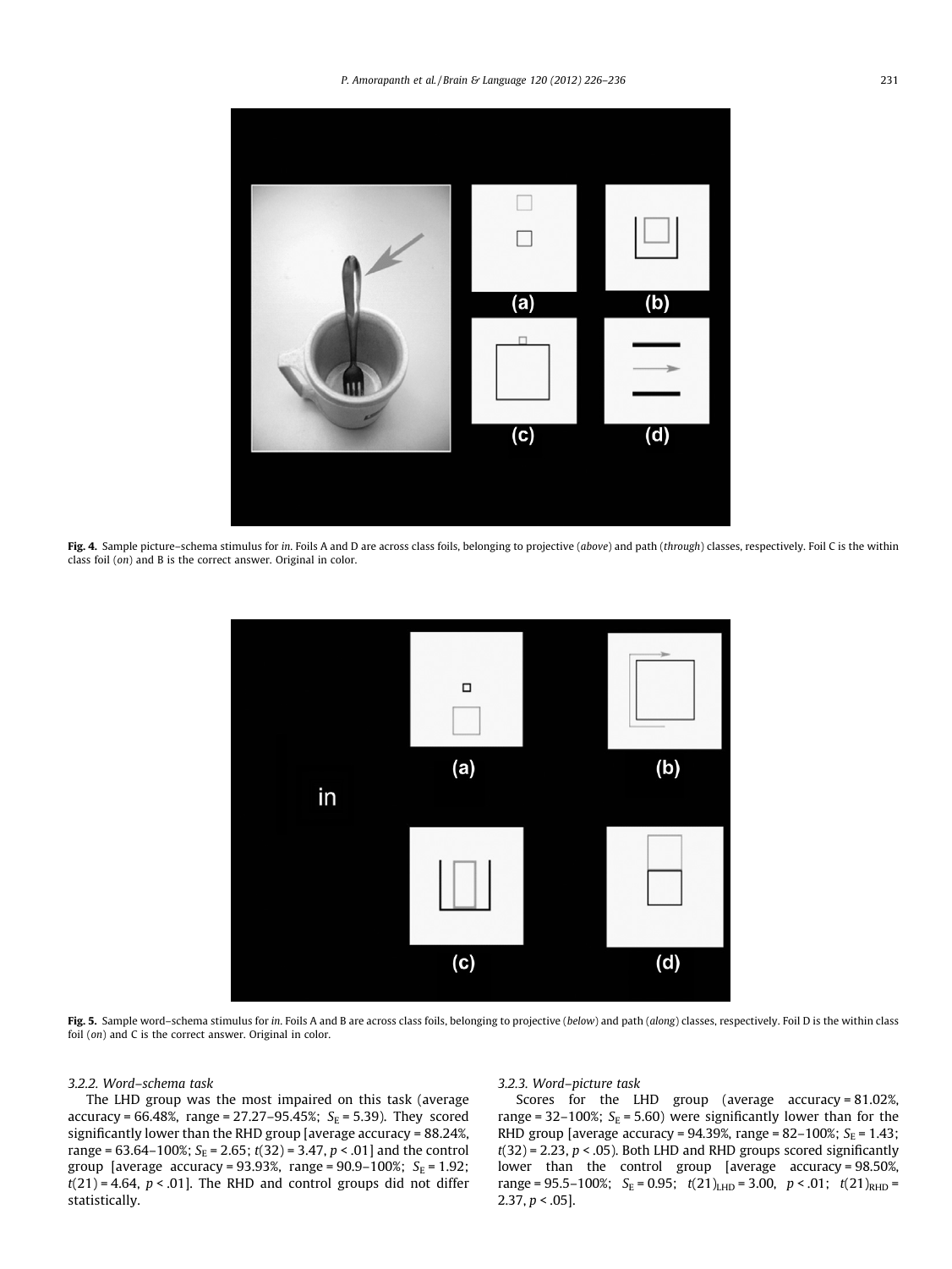Fig. 4. Sample picture–schema stimulus for *in*. Foils A and D are across class foils, belonging to projective (*above*) and path (*through*) classes, respectively. Foil C is the within class foil (*on*) and B is the correct answer. Original in color.

Fig. 5. Sample word–schema stimulus for *in*. Foils A and B are across class foils, belonging to projective (*below*) and path (*along*) classes, respectively. Foil D is the within class foil (*on*) and C is the correct answer. Original in color.

*3.2.2. Word–schema task*

The LHD group was the most impaired on this task (average accuracy = 66.48%, range = 27.27–95.45%; $S_E$ = 5.39). They scored significantly lower than the RHD group [average accuracy = 88.24%, range = 63.64–100%; $S_E$ = 2.65; $t(32) = 3.47$, $p < .01$] and the control group [average accuracy = 93.93%, range = 90.9–100%; $S_E$ = 1.92; $t(21) = 4.64$, $p < .01$]. The RHD and control groups did not differ statistically.

*3.2.3. Word–picture task*

Scores for the LHD group (average accuracy = 81.02%, range = 32–100%; $S_E$ = 5.60) were significantly lower than for the RHD group [average accuracy = 94.39%, range = 82–100%; $S_E$ = 1.43; $t(32) = 2.23$, $p < .05$). Both LHD and RHD groups scored significantly lower than the control group [average accuracy = 98.50%, range = 95.5–100%; $S_E$ = 0.95; $t(21)_{LHD} = 3.00$, $p < .01$; $t(21)_{RHD} = 2.37$, $p < .05$].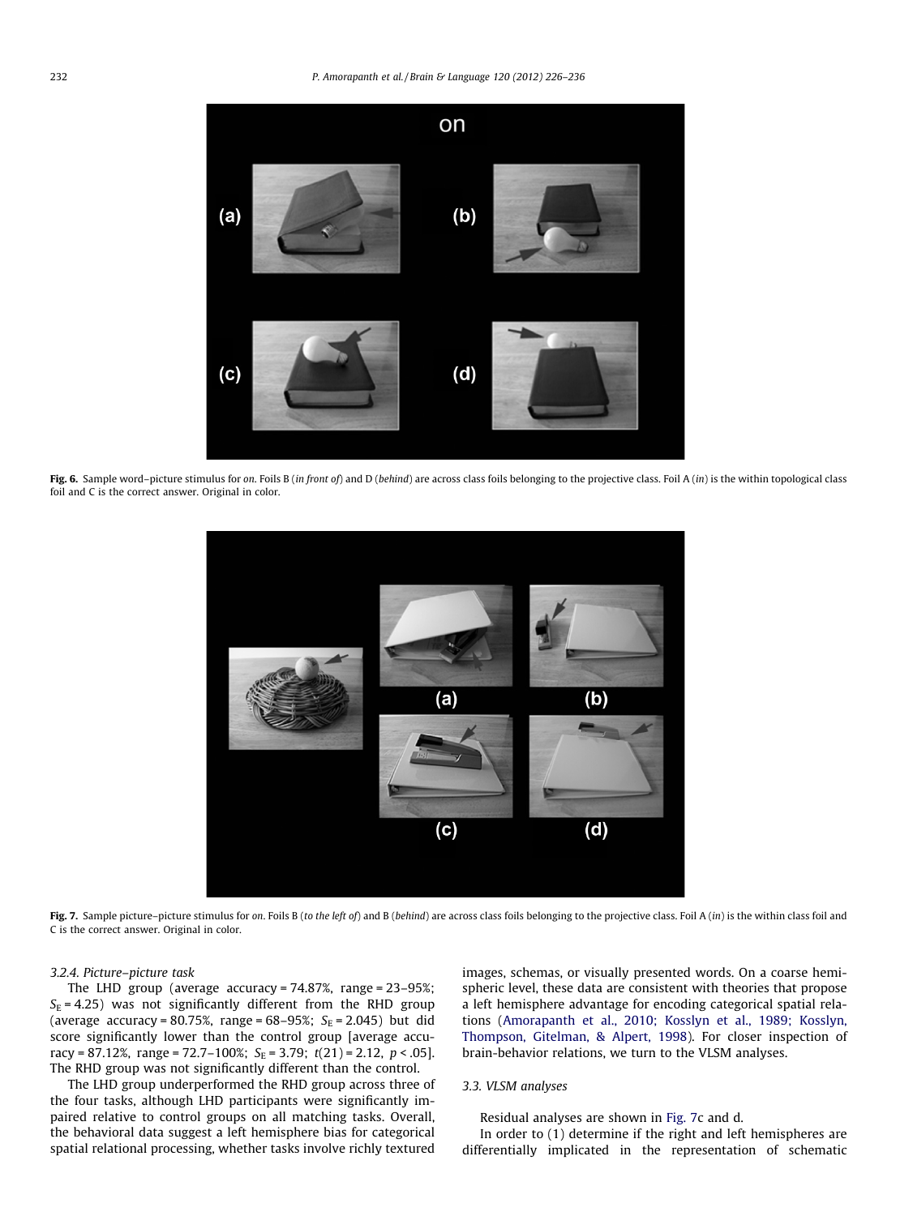Fig. 6. Sample word–picture stimulus for *on*. Foils B (*in front of*) and D (*behind*) are across class foils belonging to the projective class. Foil A (*in*) is the within topological class foil and C is the correct answer. Original in color.

Fig. 7. Sample picture–picture stimulus for *on*. Foils B (*to the left of*) and B (*behind*) are across class foils belonging to the projective class. Foil A (*in*) is the within class foil and C is the correct answer. Original in color.

#### 3.2.4. Picture–picture task

The LHD group (average accuracy = 74.87%, range = 23–95%; $S_E = 4.25$) was not significantly different from the RHD group (average accuracy = 80.75%, range = 68–95%; $S_E = 2.045$) but did score significantly lower than the control group [average accuracy = 87.12%, range = 72.7–100%; $S_E = 3.79$; $t(21) = 2.12$, $p < .05$]. The RHD group was not significantly different than the control.

The LHD group underperformed the RHD group across three of the four tasks, although LHD participants were significantly impaired relative to control groups on all matching tasks. Overall, the behavioral data suggest a left hemisphere bias for categorical spatial relational processing, whether tasks involve richly textured images, schemas, or visually presented words. On a coarse hemispheric level, these data are consistent with theories that propose a left hemisphere advantage for encoding categorical spatial relations (Amorapanth et al., 2010; Kosslyn et al., 1989; Kosslyn, Thompson, Gitelman, & Alpert, 1998). For closer inspection of brain-behavior relations, we turn to the VLSM analyses.

### 3.3. VLSM analyses

Residual analyses are shown in Fig. 7c and d.

In order to (1) determine if the right and left hemispheres are differentially implicated in the representation of schematic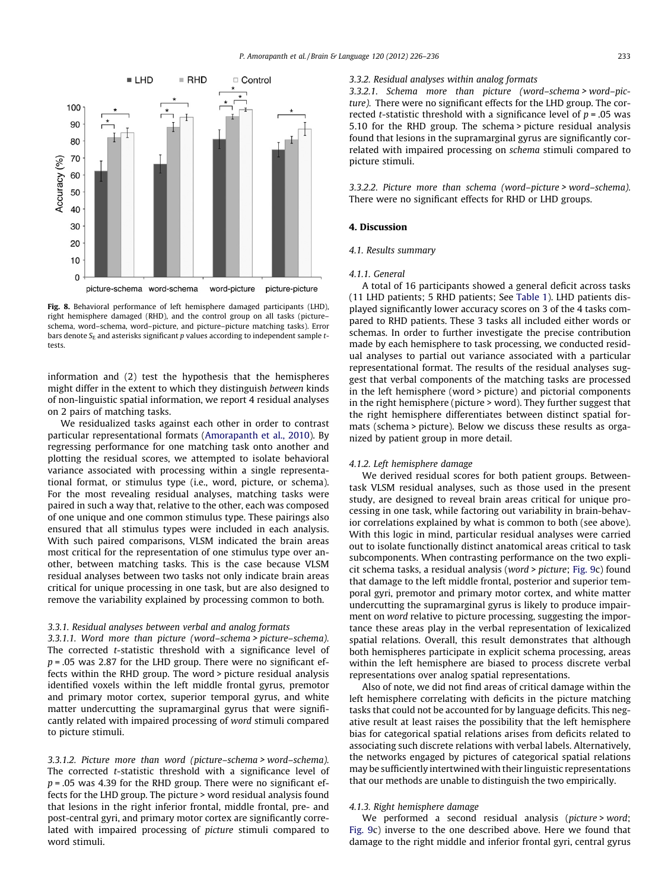■ LHD ■ RHD □ Control

100
90
80
70
60
50
40
30
20
10
0

Accuracy (%)

picture-schema word-schema word-picture picture-picture

**Fig. 8.** Behavioral performance of left hemisphere damaged participants (LHD), right hemisphere damaged (RHD), and the control group on all tasks (picture–schema, word–schema, word–picture, and picture–picture matching tasks). Error bars denote $S_E$ and asterisks significant *p* values according to independent sample *t*-tests.

information and (2) test the hypothesis that the hemispheres might differ in the extent to which they distinguish *between* kinds of non-linguistic spatial information, we report 4 residual analyses on 2 pairs of matching tasks.

We residualized tasks against each other in order to contrast particular representational formats (Amorapanth et al., 2010). By regressing performance for one matching task onto another and plotting the residual scores, we attempted to isolate behavioral variance associated with processing within a single representational format, or stimulus type (i.e., word, picture, or schema). For the most revealing residual analyses, matching tasks were paired in such a way that, relative to the other, each was composed of one unique and one common stimulus type. These pairings also ensured that all stimulus types were included in each analysis. With such paired comparisons, VLSM indicated the brain areas most critical for the representation of one stimulus type over another, between matching tasks. This is the case because VLSM residual analyses between two tasks not only indicate brain areas critical for unique processing in one task, but are also designed to remove the variability explained by processing common to both.

#### 3.3.1. Residual analyses between verbal and analog formats

*3.3.1.1. Word more than picture (word–schema > picture–schema).* The corrected *t*-statistic threshold with a significance level of $p = .05$ was 2.87 for the LHD group. There were no significant effects within the RHD group. The word > picture residual analysis identified voxels within the left middle frontal gyrus, premotor and primary motor cortex, superior temporal gyrus, and white matter undercutting the supramarginal gyrus that were significantly related with impaired processing of *word* stimuli compared to picture stimuli.

*3.3.1.2. Picture more than word (picture–schema > word–schema).* The corrected *t*-statistic threshold with a significance level of $p = .05$ was 4.39 for the RHD group. There were no significant effects for the LHD group. The picture > word residual analysis found that lesions in the right inferior frontal, middle frontal, pre- and post-central gyri, and primary motor cortex are significantly correlated with impaired processing of *picture* stimuli compared to word stimuli.

#### 3.3.2. Residual analyses within analog formats

*3.3.2.1. Schema more than picture (word–schema > word–picture).* There were no significant effects for the LHD group. The corrected *t*-statistic threshold with a significance level of $p = .05$ was 5.10 for the RHD group. The schema > picture residual analysis found that lesions in the supramarginal gyrus are significantly correlated with impaired processing on *schema* stimuli compared to picture stimuli.

*3.3.2.2. Picture more than schema (word–picture > word–schema).* There were no significant effects for RHD or LHD groups.

## 4. Discussion

### 4.1. Results summary

#### 4.1.1. General

A total of 16 participants showed a general deficit across tasks (11 LHD patients; 5 RHD patients; See Table 1). LHD patients displayed significantly lower accuracy scores on 3 of the 4 tasks compared to RHD patients. These 3 tasks all included either words or schemas. In order to further investigate the precise contribution made by each hemisphere to task processing, we conducted residual analyses to partial out variance associated with a particular representational format. The results of the residual analyses suggest that verbal components of the matching tasks are processed in the left hemisphere (word > picture) and pictorial components in the right hemisphere (picture > word). They further suggest that the right hemisphere differentiates between distinct spatial formats (schema > picture). Below we discuss these results as organized by patient group in more detail.

#### 4.1.2. Left hemisphere damage

We derived residual scores for both patient groups. Between-task VLSM residual analyses, such as those used in the present study, are designed to reveal brain areas critical for unique processing in one task, while factoring out variability in brain-behavior correlations explained by what is common to both (see above). With this logic in mind, particular residual analyses were carried out to isolate functionally distinct anatomical areas critical to task subcomponents. When contrasting performance on the two explicit schema tasks, a residual analysis (*word > picture*; Fig. 9c) found that damage to the left middle frontal, posterior and superior temporal gyri, premotor and primary motor cortex, and white matter undercutting the supramarginal gyrus is likely to produce impairment on *word* relative to picture processing, suggesting the importance these areas play in the verbal representation of lexicalized spatial relations. Overall, this result demonstrates that although both hemispheres participate in explicit schema processing, areas within the left hemisphere are biased to process discrete verbal representations over analog spatial representations.

Also of note, we did not find areas of critical damage within the left hemisphere correlating with deficits in the picture matching tasks that could not be accounted for by language deficits. This negative result at least raises the possibility that the left hemisphere bias for categorical spatial relations arises from deficits related to associating such discrete relations with verbal labels. Alternatively, the networks engaged by pictures of categorical spatial relations may be sufficiently intertwined with their linguistic representations that our methods are unable to distinguish the two empirically.

#### 4.1.3. Right hemisphere damage

We performed a second residual analysis (*picture > word*; Fig. 9c) inverse to the one described above. Here we found that damage to the right middle and inferior frontal gyri, central gyrus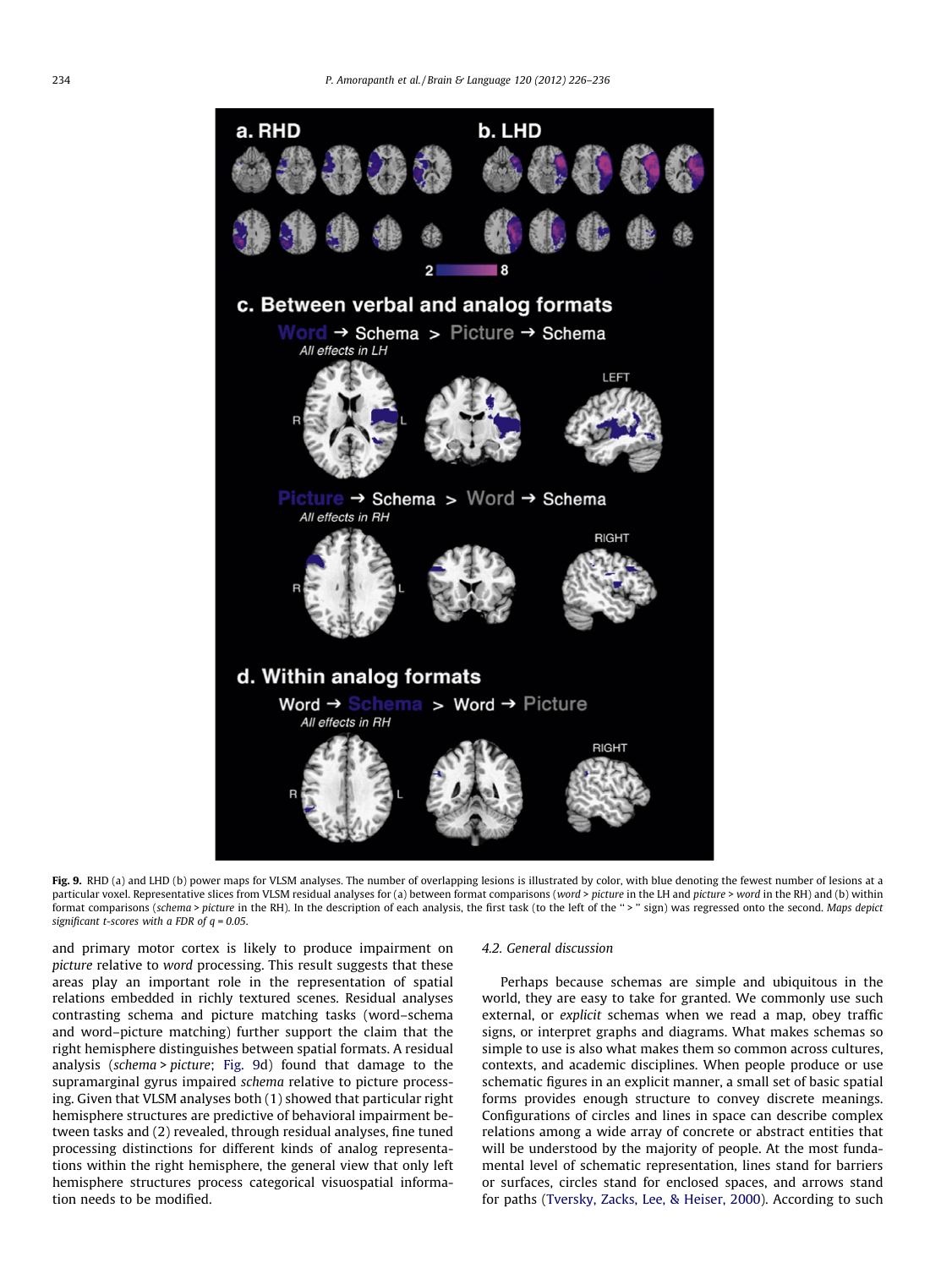**Fig. 9.** RHD (a) and LHD (b) power maps for VLSM analyses. The number of overlapping lesions is illustrated by color, with blue denoting the fewest number of lesions at a particular voxel. Representative slices from VLSM residual analyses for (a) between format comparisons (*word* > *picture* in the LH and *picture* > *word* in the RH) and (b) within format comparisons (*schema* > *picture* in the RH). In the description of each analysis, the first task (to the left of the " > " sign) was regressed onto the second. *Maps depict significant t-scores with a FDR of q = 0.05.*

and primary motor cortex is likely to produce impairment on *picture* relative to *word* processing. This result suggests that these areas play an important role in the representation of spatial relations embedded in richly textured scenes. Residual analyses contrasting schema and picture matching tasks (word–schema and word–picture matching) further support the claim that the right hemisphere distinguishes between spatial formats. A residual analysis (*schema* > *picture*; Fig. 9d) found that damage to the supramarginal gyrus impaired *schema* relative to picture processing. Given that VLSM analyses both (1) showed that particular right hemisphere structures are predictive of behavioral impairment between tasks and (2) revealed, through residual analyses, fine tuned processing distinctions for different kinds of analog representations within the right hemisphere, the general view that only left hemisphere structures process categorical visuospatial information needs to be modified.

### 4.2. General discussion

Perhaps because schemas are simple and ubiquitous in the world, they are easy to take for granted. We commonly use such external, or *explicit* schemas when we read a map, obey traffic signs, or interpret graphs and diagrams. What makes schemas so simple to use is also what makes them so common across cultures, contexts, and academic disciplines. When people produce or use schematic figures in an explicit manner, a small set of basic spatial forms provides enough structure to convey discrete meanings. Configurations of circles and lines in space can describe complex relations among a wide array of concrete or abstract entities that will be understood by the majority of people. At the most fundamental level of schematic representation, lines stand for barriers or surfaces, circles stand for enclosed spaces, and arrows stand for paths (Tversky, Zacks, Lee, & Heiser, 2000). According to such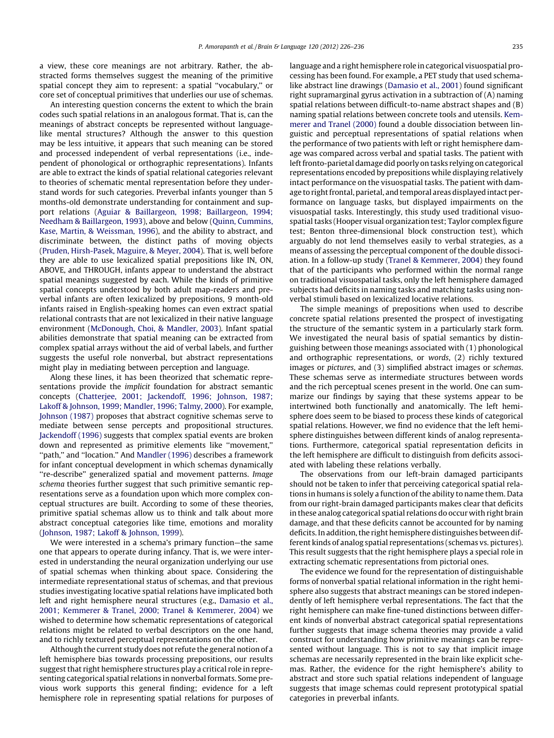a view, these core meanings are not arbitrary. Rather, the abstracted forms themselves suggest the meaning of the primitive spatial concept they aim to represent: a spatial "vocabulary," or core set of conceptual primitives that underlies our use of schemas.

An interesting question concerns the extent to which the brain codes such spatial relations in an analogous format. That is, can the meanings of abstract concepts be represented without language-like mental structures? Although the answer to this question may be less intuitive, it appears that such meaning can be stored and processed independent of verbal representations (i.e., independent of phonological or orthographic representations). Infants are able to extract the kinds of spatial relational categories relevant to theories of schematic mental representation before they understand words for such categories. Preverbal infants younger than 5 months-old demonstrate understanding for containment and support relations (Aguiar & Baillargeon, 1998; Baillargeon, 1994; Needham & Baillargeon, 1993), above and below (Quinn, Cummins, Kase, Martin, & Weissman, 1996), and the ability to abstract, and discriminate between, the distinct paths of moving objects (Pruden, Hirsh-Pasek, Maguire, & Meyer, 2004). That is, well before they are able to use lexicalized spatial prepositions like IN, ON, ABOVE, and THROUGH, infants appear to understand the abstract spatial meanings suggested by each. While the kinds of primitive spatial concepts understood by both adult map-readers and preverbal infants are often lexicalized by prepositions, 9 month-old infants raised in English-speaking homes can even extract spatial relational contrasts that are not lexicalized in their native language environment (McDonough, Choi, & Mandler, 2003). Infant spatial abilities demonstrate that spatial meaning can be extracted from complex spatial arrays without the aid of verbal labels, and further suggests the useful role nonverbal, but abstract representations might play in mediating between perception and language.

Along these lines, it has been theorized that schematic representations provide the *implicit* foundation for abstract semantic concepts (Chatterjee, 2001; Jackendoff, 1996; Johnson, 1987; Lakoff & Johnson, 1999; Mandler, 1996; Talmy, 2000). For example, Johnson (1987) proposes that abstract cognitive schemas serve to mediate between sense percepts and propositional structures. Jackendoff (1996) suggests that complex spatial events are broken down and represented as primitive elements like "movement," "path," and "location." And Mandler (1996) describes a framework for infant conceptual development in which schemas dynamically "re-describe" generalized spatial and movement patterns. *Image schema* theories further suggest that such primitive semantic representations serve as a foundation upon which more complex conceptual structures are built. According to some of these theories, primitive spatial schemas allow us to think and talk about more abstract conceptual categories like time, emotions and morality (Johnson, 1987; Lakoff & Johnson, 1999).

We were interested in a schema's primary function—the same one that appears to operate during infancy. That is, we were interested in understanding the neural organization underlying our use of spatial schemas when thinking about space. Considering the intermediate representational status of schemas, and that previous studies investigating locative spatial relations have implicated both left and right hemisphere neural structures (e.g., Damasio et al., 2001; Kemmerer & Tranel, 2000; Tranel & Kemmerer, 2004) we wished to determine how schematic representations of categorical relations might be related to verbal descriptors on the one hand, and to richly textured perceptual representations on the other.

Although the current study does not refute the general notion of a left hemisphere bias towards processing prepositions, our results suggest that right hemisphere structures play a critical role in representing categorical spatial relations in nonverbal formats. Some previous work supports this general finding; evidence for a left hemisphere role in representing spatial relations for purposes of language and a right hemisphere role in categorical visuospatial processing has been found. For example, a PET study that used schema-like abstract line drawings (Damasio et al., 2001) found significant right supramarginal gyrus activation in a subtraction of (A) naming spatial relations between difficult-to-name abstract shapes and (B) naming spatial relations between concrete tools and utensils. Kemmerer and Tranel (2000) found a double dissociation between linguistic and perceptual representations of spatial relations when the performance of two patients with left or right hemisphere damage was compared across verbal and spatial tasks. The patient with left fronto-parietal damage did poorly on tasks relying on categorical representations encoded by prepositions while displaying relatively intact performance on the visuospatial tasks. The patient with damage to right frontal, parietal, and temporal areas displayed intact performance on language tasks, but displayed impairments on the visuospatial tasks. Interestingly, this study used traditional visuospatial tasks (Hooper visual organization test; Taylor complex figure test; Benton three-dimensional block construction test), which arguably do not lend themselves easily to verbal strategies, as a means of assessing the perceptual component of the double dissociation. In a follow-up study (Tranel & Kemmerer, 2004) they found that of the participants who performed within the normal range on traditional visuospatial tasks, only the left hemisphere damaged subjects had deficits in naming tasks and matching tasks using nonverbal stimuli based on lexicalized locative relations.

The simple meanings of prepositions when used to describe concrete spatial relations presented the prospect of investigating the structure of the semantic system in a particularly stark form. We investigated the neural basis of spatial semantics by distinguishing between those meanings associated with (1) phonological and orthographic representations, or *words*, (2) richly textured images or *pictures*, and (3) simplified abstract images or *schemas*. These schemas serve as intermediate structures between words and the rich perceptual scenes present in the world. One can summarize our findings by saying that these systems appear to be intertwined both functionally and anatomically. The left hemisphere does seem to be biased to process these kinds of categorical spatial relations. However, we find no evidence that the left hemisphere distinguishes between different kinds of analog representations. Furthermore, categorical spatial representation deficits in the left hemisphere are difficult to distinguish from deficits associated with labeling these relations verbally.

The observations from our left-brain damaged participants should not be taken to infer that perceiving categorical spatial relations in humans is solely a function of the ability to name them. Data from our right-brain damaged participants makes clear that deficits in these analog categorical spatial relations do occur with right brain damage, and that these deficits cannot be accounted for by naming deficits. In addition, the right hemisphere distinguishes between different kinds of analog spatial representations (schemas vs. pictures). This result suggests that the right hemisphere plays a special role in extracting schematic representations from pictorial ones.

The evidence we found for the representation of distinguishable forms of nonverbal spatial relational information in the right hemisphere also suggests that abstract meanings can be stored independently of left hemisphere verbal representations. The fact that the right hemisphere can make fine-tuned distinctions between different kinds of nonverbal abstract categorical spatial representations further suggests that image schema theories may provide a valid construct for understanding how primitive meanings can be represented without language. This is not to say that implicit image schemas are necessarily represented in the brain like explicit schemas. Rather, the evidence for the right hemisphere's ability to abstract and store such spatial relations independent of language suggests that image schemas could represent prototypical spatial categories in preverbal infants.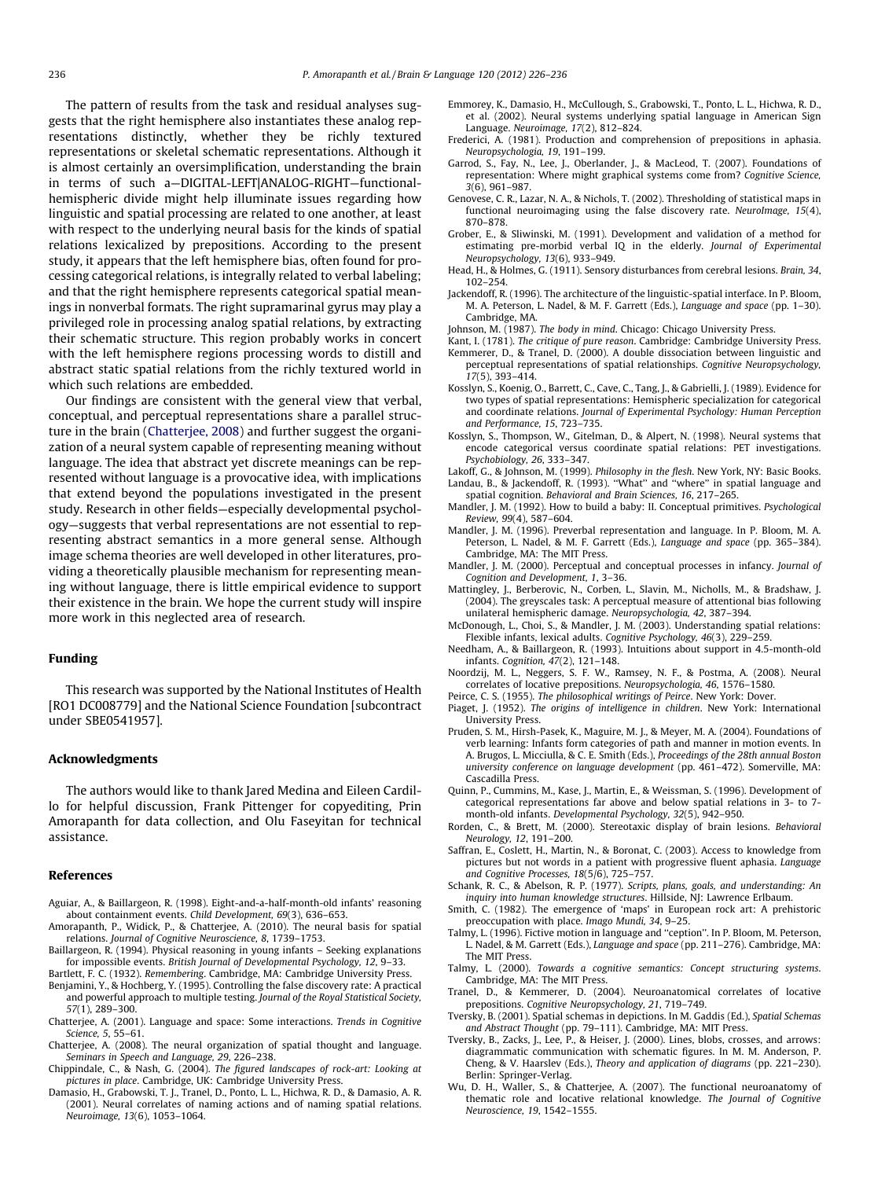The pattern of results from the task and residual analyses suggests that the right hemisphere also instantiates these analog representations distinctly, whether they be richly textured representations or skeletal schematic representations. Although it is almost certainly an oversimplification, understanding the brain in terms of such a—DIGITAL-LEFT|ANALOG-RIGHT—functional-hemispheric divide might help illuminate issues regarding how linguistic and spatial processing are related to one another, at least with respect to the underlying neural basis for the kinds of spatial relations lexicalized by prepositions. According to the present study, it appears that the left hemisphere bias, often found for processing categorical relations, is integrally related to verbal labeling; and that the right hemisphere represents categorical spatial meanings in nonverbal formats. The right supramarinal gyrus may play a privileged role in processing analog spatial relations, by extracting their schematic structure. This region probably works in concert with the left hemisphere regions processing words to distill and abstract static spatial relations from the richly textured world in which such relations are embedded.

Our findings are consistent with the general view that verbal, conceptual, and perceptual representations share a parallel structure in the brain (Chatterjee, 2008) and further suggest the organization of a neural system capable of representing meaning without language. The idea that abstract yet discrete meanings can be represented without language is a provocative idea, with implications that extend beyond the populations investigated in the present study. Research in other fields—especially developmental psychology—suggests that verbal representations are not essential to representing abstract semantics in a more general sense. Although image schema theories are well developed in other literatures, providing a theoretically plausible mechanism for representing meaning without language, there is little empirical evidence to support their existence in the brain. We hope the current study will inspire more work in this neglected area of research.

## Funding

This research was supported by the National Institutes of Health [RO1 DC008779] and the National Science Foundation [subcontract under SBE0541957].

## Acknowledgments

The authors would like to thank Jared Medina and Eileen Cardillo for helpful discussion, Frank Pittenger for copyediting, Prin Amorapanth for data collection, and Olu Faseyitan for technical assistance.

## References

Aguiar, A., & Baillargeon, R. (1998). Eight-and-a-half-month-old infants' reasoning about containment events. *Child Development, 69*(3), 636–653.

Amorapanth, P., Widick, P., & Chatterjee, A. (2010). The neural basis for spatial relations. *Journal of Cognitive Neuroscience, 8*, 1739–1753.

Baillargeon, R. (1994). Physical reasoning in young infants – Seeking explanations for impossible events. *British Journal of Developmental Psychology, 12*, 9–33.

Bartlett, F. C. (1932). *Remembering*. Cambridge, MA: Cambridge University Press.

Benjamini, Y., & Hochberg, Y. (1995). Controlling the false discovery rate: A practical and powerful approach to multiple testing. *Journal of the Royal Statistical Society, 57*(1), 289–300.

Chatterjee, A. (2001). Language and space: Some interactions. *Trends in Cognitive Science, 5*, 55–61.

Chatterjee, A. (2008). The neural organization of spatial thought and language. *Seminars in Speech and Language, 29*, 226–238.

Chippindale, C., & Nash, G. (2004). *The figured landscapes of rock-art: Looking at pictures in place*. Cambridge, UK: Cambridge University Press.

Damasio, H., Grabowski, T. J., Tranel, D., Ponto, L. L., Hichwa, R. D., & Damasio, A. R. (2001). Neural correlates of naming actions and of naming spatial relations. *Neuroimage, 13*(6), 1053–1064.

Emmorey, K., Damasio, H., McCullough, S., Grabowski, T., Ponto, L. L., Hichwa, R. D., et al. (2002). Neural systems underlying spatial language in American Sign Language. *Neuroimage, 17*(2), 812–824.

Frederici, A. (1981). Production and comprehension of prepositions in aphasia. *Neuropsychologia, 19*, 191–199.

Garrod, S., Fay, N., Lee, J., Oberlander, J., & MacLeod, T. (2007). Foundations of representation: Where might graphical systems come from? *Cognitive Science, 3*(6), 961–987.

Genovese, C. R., Lazar, N. A., & Nichols, T. (2002). Thresholding of statistical maps in functional neuroimaging using the false discovery rate. *NeuroImage, 15*(4), 870–878.

Grober, E., & Sliwinski, M. (1991). Development and validation of a method for estimating pre-morbid verbal IQ in the elderly. *Journal of Experimental Neuropsychology, 13*(6), 933–949.

Head, H., & Holmes, G. (1911). Sensory disturbances from cerebral lesions. *Brain, 34*, 102–254.

Jackendoff, R. (1996). The architecture of the linguistic-spatial interface. In P. Bloom, M. A. Peterson, L. Nadel, & M. F. Garrett (Eds.), *Language and space* (pp. 1–30). Cambridge, MA.

Johnson, M. (1987). *The body in mind*. Chicago: Chicago University Press.

Kant, I. (1781). *The critique of pure reason*. Cambridge: Cambridge University Press.

Kemmerer, D., & Tranel, D. (2000). A double dissociation between linguistic and perceptual representations of spatial relationships. *Cognitive Neuropsychology, 17*(5), 393–414.

Kosslyn, S., Koenig, O., Barrett, C., Cave, C., Tang, J., & Gabrielli, J. (1989). Evidence for two types of spatial representations: Hemispheric specialization for categorical and coordinate relations. *Journal of Experimental Psychology: Human Perception and Performance, 15*, 723–735.

Kosslyn, S., Thompson, W., Gitelman, D., & Alpert, N. (1998). Neural systems that encode categorical versus coordinate spatial relations: PET investigations. *Psychobiology, 26*, 333–347.

Lakoff, G., & Johnson, M. (1999). *Philosophy in the flesh*. New York, NY: Basic Books.

Landau, B., & Jackendoff, R. (1993). "What" and "where" in spatial language and spatial cognition. *Behavioral and Brain Sciences, 16*, 217–265.

Mandler, J. M. (1992). How to build a baby: II. Conceptual primitives. *Psychological Review, 99*(4), 587–604.

Mandler, J. M. (1996). Preverbal representation and language. In P. Bloom, M. A. Peterson, L. Nadel, & M. F. Garrett (Eds.), *Language and space* (pp. 365–384). Cambridge, MA: The MIT Press.

Mandler, J. M. (2000). Perceptual and conceptual processes in infancy. *Journal of Cognition and Development, 1*, 3–36.

Mattingley, J., Berberovic, N., Corben, L., Slavin, M., Nicholls, M., & Bradshaw, J. (2004). The greyscales task: A perceptual measure of attentional bias following unilateral hemispheric damage. *Neuropsychologia, 42*, 387–394.

McDonough, L., Choi, S., & Mandler, J. M. (2003). Understanding spatial relations: Flexible infants, lexical adults. *Cognitive Psychology, 46*(3), 229–259.

Needham, A., & Baillargeon, R. (1993). Intuitions about support in 4.5-month-old infants. *Cognition, 47*(2), 121–148.

Noordzij, M. L., Neggers, S. F. W., Ramsey, N. F., & Postma, A. (2008). Neural correlates of locative prepositions. *Neuropsychologia, 46*, 1576–1580.

Peirce, C. S. (1955). *The philosophical writings of Peirce*. New York: Dover.

Piaget, J. (1952). *The origins of intelligence in children*. New York: International University Press.

Pruden, S. M., Hirsh-Pasek, K., Maguire, M. J., & Meyer, M. A. (2004). Foundations of verb learning: Infants form categories of path and manner in motion events. In A. Brugos, L. Micciulla, & C. E. Smith (Eds.), *Proceedings of the 28th annual Boston university conference on language development* (pp. 461–472). Somerville, MA: Cascadilla Press.

Quinn, P., Cummins, M., Kase, J., Martin, E., & Weissman, S. (1996). Development of categorical representations far above and below spatial relations in 3- to 7-month-old infants. *Developmental Psychology, 32*(5), 942–950.

Rorden, C., & Brett, M. (2000). Stereotaxic display of brain lesions. *Behavioral Neurology, 12*, 191–200.

Saffran, E., Coslett, H., Martin, N., & Boronat, C. (2003). Access to knowledge from pictures but not words in a patient with progressive fluent aphasia. *Language and Cognitive Processes, 18*(5/6), 725–757.

Schank, R. C., & Abelson, R. P. (1977). *Scripts, plans, goals, and understanding: An inquiry into human knowledge structures*. Hillside, NJ: Lawrence Erlbaum.

Smith, C. (1982). The emergence of 'maps' in European rock art: A prehistoric preoccupation with place. *Imago Mundi, 34*, 9–25.

Talmy, L. (1996). Fictive motion in language and "ception". In P. Bloom, M. Peterson, L. Nadel, & M. Garrett (Eds.), *Language and space* (pp. 211–276). Cambridge, MA: The MIT Press.

Talmy, L. (2000). *Towards a cognitive semantics: Concept structuring systems*. Cambridge, MA: The MIT Press.

Tranel, D., & Kemmerer, D. (2004). Neuroanatomical correlates of locative prepositions. *Cognitive Neuropsychology, 21*, 719–749.

Tversky, B. (2001). Spatial schemas in depictions. In M. Gaddis (Ed.), *Spatial Schemas and Abstract Thought* (pp. 79–111). Cambridge, MA: MIT Press.

Tversky, B., Zacks, J., Lee, P., & Heiser, J. (2000). Lines, blobs, crosses, and arrows: diagrammatic communication with schematic figures. In M. M. Anderson, P. Cheng, & V. Haarslev (Eds.), *Theory and application of diagrams* (pp. 221–230). Berlin: Springer-Verlag.

Wu, D. H., Waller, S., & Chatterjee, A. (2007). The functional neuroanatomy of thematic role and locative relational knowledge. *The Journal of Cognitive Neuroscience, 19*, 1542–1555.